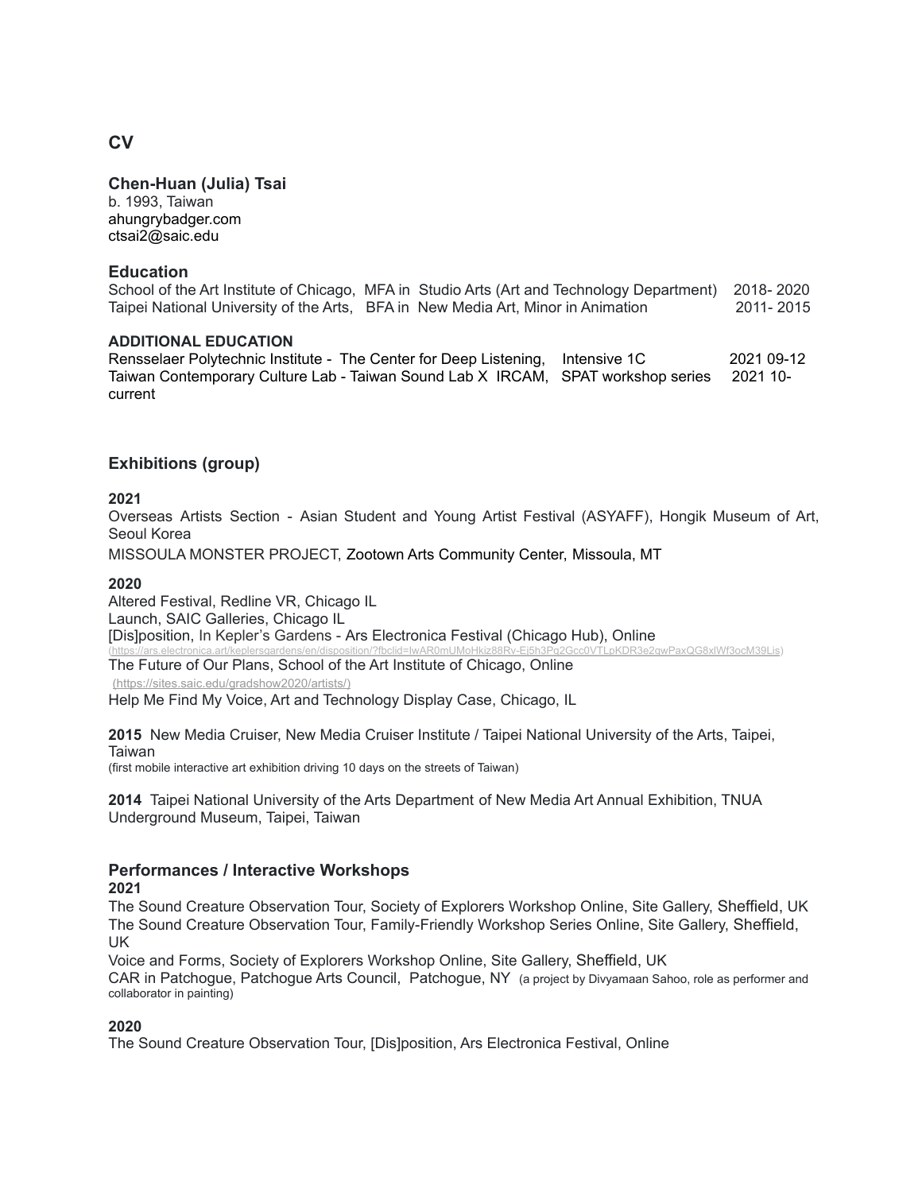## CV

### Chen-Huan (Julia) Tsai

b. 1993, Taiwan
ahungrybadger.com
ctsai2@saic.edu

### Education

School of the Art Institute of Chicago, MFA in Studio Arts (Art and Technology Department) 2018- 2020
Taipei National University of the Arts, BFA in New Media Art, Minor in Animation 2011- 2015

#### ADDITIONAL EDUCATION

Rensselaer Polytechnic Institute - The Center for Deep Listening, Intensive 1C 2021 09-12
Taiwan Contemporary Culture Lab - Taiwan Sound Lab X IRCAM, SPAT workshop series 2021 10-current

### Exhibitions (group)

**2021**

Overseas Artists Section - Asian Student and Young Artist Festival (ASYAFF), Hongik Museum of Art, Seoul Korea
MISSOULA MONSTER PROJECT, Zootown Arts Community Center, Missoula, MT

**2020**

Altered Festival, Redline VR, Chicago IL
Launch, SAIC Galleries, Chicago IL
[Dis]position, In Kepler's Gardens - Ars Electronica Festival (Chicago Hub), Online
(https://ars.electronica.art/keplersgardens/en/disposition/?fbclid=IwAR0mUMoHkiz88Rv-Ej5h3Pg2Gcc0VTLpKDR3e2gwPaxQG8xlWf3ocM39Lis)
The Future of Our Plans, School of the Art Institute of Chicago, Online
(https://sites.saic.edu/gradshow2020/artists/)
Help Me Find My Voice, Art and Technology Display Case, Chicago, IL

**2015** New Media Cruiser, New Media Cruiser Institute / Taipei National University of the Arts, Taipei, Taiwan
(first mobile interactive art exhibition driving 10 days on the streets of Taiwan)

**2014** Taipei National University of the Arts Department of New Media Art Annual Exhibition, TNUA Underground Museum, Taipei, Taiwan

### Performances / Interactive Workshops

**2021**

The Sound Creature Observation Tour, Society of Explorers Workshop Online, Site Gallery, Sheffield, UK
The Sound Creature Observation Tour, Family-Friendly Workshop Series Online, Site Gallery, Sheffield, UK
Voice and Forms, Society of Explorers Workshop Online, Site Gallery, Sheffield, UK
CAR in Patchogue, Patchogue Arts Council, Patchogue, NY (a project by Divyamaan Sahoo, role as performer and collaborator in painting)

**2020**

The Sound Creature Observation Tour, [Dis]position, Ars Electronica Festival, Online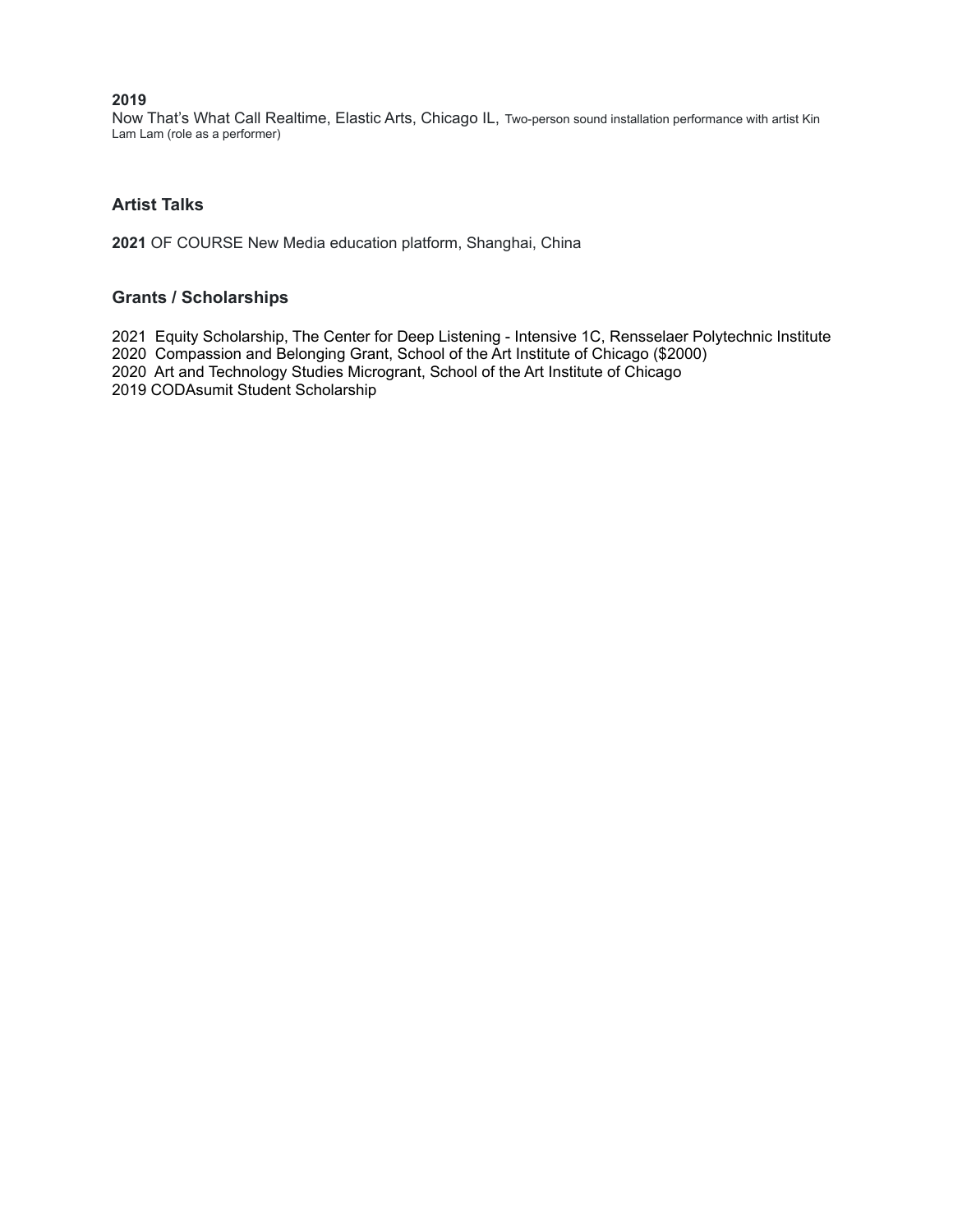**2019**
Now That's What Call Realtime, Elastic Arts, Chicago IL, Two-person sound installation performance with artist Kin Lam Lam (role as a performer)

### Artist Talks

**2021** OF COURSE New Media education platform, Shanghai, China

### Grants / Scholarships

2021 Equity Scholarship, The Center for Deep Listening - Intensive 1C, Rensselaer Polytechnic Institute
2020 Compassion and Belonging Grant, School of the Art Institute of Chicago ($2000)
2020 Art and Technology Studies Microgrant, School of the Art Institute of Chicago
2019 CODAsumit Student Scholarship